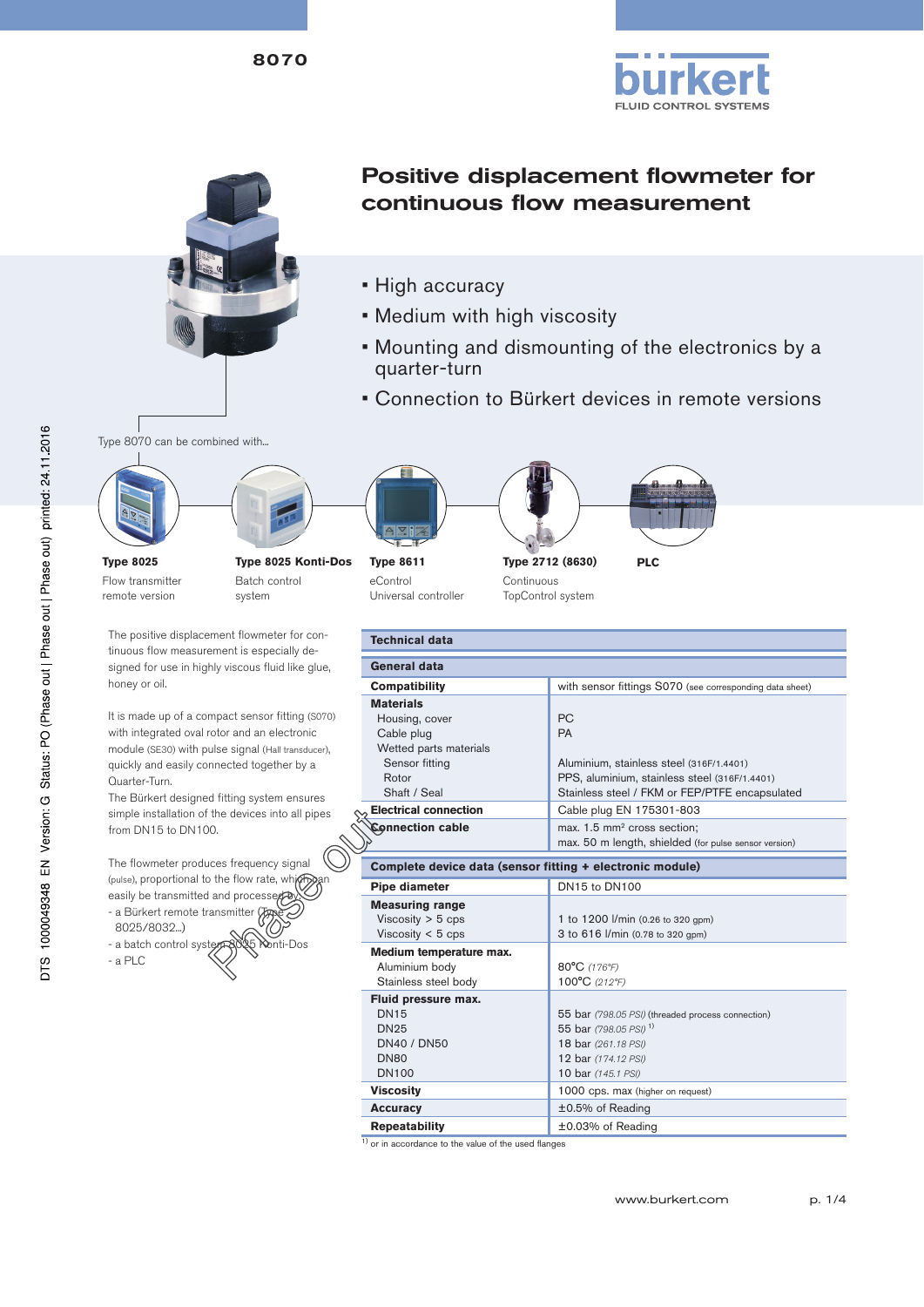8070

# Positive displacement flowmeter for continuous flow measurement

- High accuracy
- Medium with high viscosity
- Mounting and dismounting of the electronics by a quarter-turn
- Connection to Bürkert devices in remote versions

Type 8070 can be combined with...

**Type 8025**
Flow transmitter remote version

**Type 8025 Konti-Dos**
Batch control system

**Type 8611**
eControl
Universal controller

**Type 2712 (8630)**
Continuous TopControl system

**PLC**

The positive displacement flowmeter for continuous flow measurement is especially designed for use in highly viscous fluid like glue, honey or oil.

It is made up of a compact sensor fitting (S070) with integrated oval rotor and an electronic module (SE30) with pulse signal (Hall transducer), quickly and easily connected together by a Quarter-Turn.
The Bürkert designed fitting system ensures simple installation of the devices into all pipes from DN15 to DN100.

The flowmeter produces frequency signal (pulse), proportional to the flow rate, which can easily be transmitted and processed by:
- a Bürkert remote transmitter (Type 8025/8032...)
- a batch control system 8025 Konti-Dos
- a PLC

Phase out

| Technical data | |
|---|---|
| **General data** | |
| **Compatibility** | with sensor fittings S070 (see corresponding data sheet) |
| **Materials** | |
| Housing, cover | PC |
| Cable plug | PA |
| Wetted parts materials | |
| Sensor fitting | Aluminium, stainless steel (316F/1.4401) |
| Rotor | PPS, aluminium, stainless steel (316F/1.4401) |
| Shaft / Seal | Stainless steel / FKM or FEP/PTFE encapsulated |
| **Electrical connection** | Cable plug EN 175301-803 |
| **Connection cable** | max. 1.5 mm² cross section; max. 50 m length, shielded (for pulse sensor version) |
| **Complete device data (sensor fitting + electronic module)** | |
| **Pipe diameter** | DN15 to DN100 |
| **Measuring range** | |
| Viscosity > 5 cps | 1 to 1200 l/min (0.26 to 320 gpm) |
| Viscosity < 5 cps | 3 to 616 l/min (0.78 to 320 gpm) |
| **Medium temperature max.** | |
| Aluminium body | 80°C *(176°F)* |
| Stainless steel body | 100°C *(212°F)* |
| **Fluid pressure max.** | |
| DN15 | 55 bar *(798.05 PSI)* (threaded process connection) |
| DN25 | 55 bar *(798.05 PSI)* [1] |
| DN40 / DN50 | 18 bar *(261.18 PSI)* |
| DN80 | 12 bar *(174.12 PSI)* |
| DN100 | 10 bar *(145.1 PSI)* |
| **Viscosity** | 1000 cps. max (higher on request) |
| **Accuracy** | ±0.5% of Reading |
| **Repeatability** | ±0.03% of Reading |

[1] or in accordance to the value of the used flanges

www.burkert.com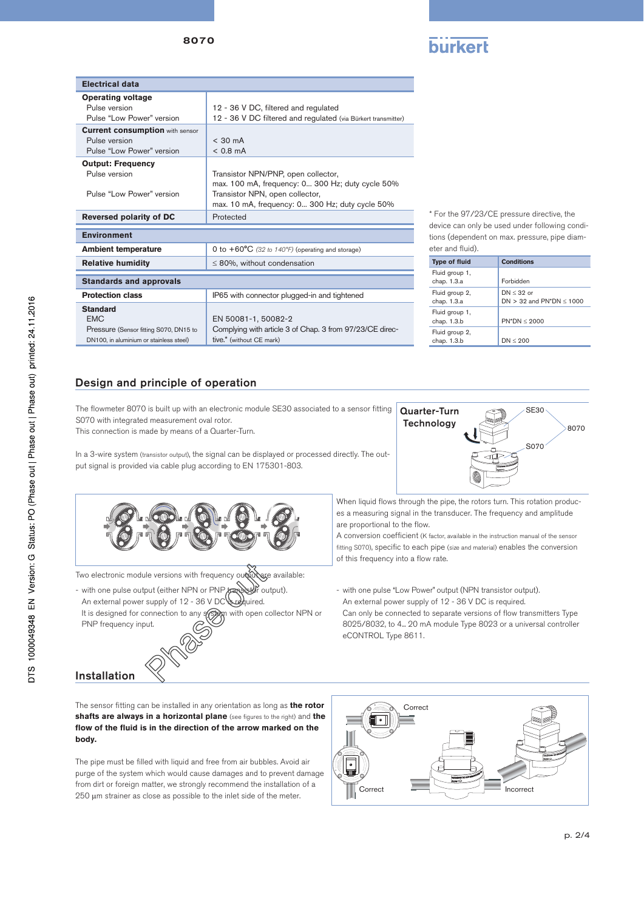| Electrical data | |
|---|---|
| **Operating voltage** | |
| Pulse version | 12 - 36 V DC, filtered and regulated |
| Pulse "Low Power" version | 12 - 36 V DC filtered and regulated (via Bürkert transmitter) |
| **Current consumption** with sensor | |
| Pulse version | < 30 mA |
| Pulse "Low Power" version | < 0.8 mA |
| **Output: Frequency** | |
| Pulse version | Transistor NPN/PNP, open collector, max. 100 mA, frequency: 0... 300 Hz; duty cycle 50% |
| Pulse "Low Power" version | Transistor NPN, open collector, max. 10 mA, frequency: 0... 300 Hz; duty cycle 50% |
| **Reversed polarity of DC** | Protected |
| **Environment** | |
| **Ambient temperature** | 0 to +60°C (32 to 140°F) (operating and storage) |
| **Relative humidity** | ≤ 80%, without condensation |
| **Standards and approvals** | |
| **Protection class** | IP65 with connector plugged-in and tightened |
| **Standard** | |
| EMC | EN 50081-1, 50082-2 |
| Pressure (Sensor fitting S070, DN15 to DN100, in aluminium or stainless steel) | Complying with article 3 of Chap. 3 from 97/23/CE directive.* (without CE mark) |

* For the 97/23/CE pressure directive, the device can only be used under following conditions (dependent on max. pressure, pipe diameter and fluid).

| Type of fluid | Conditions |
|---|---|
| Fluid group 1, chap. 1.3.a | Forbidden |
| Fluid group 2, chap. 1.3.a | DN ≤ 32 or DN > 32 and PN*DN ≤ 1000 |
| Fluid group 1, chap. 1.3.b | PN*DN ≤ 2000 |
| Fluid group 2, chap. 1.3.b | DN ≤ 200 |

## Design and principle of operation

The flowmeter 8070 is built up with an electronic module SE30 associated to a sensor fitting S070 with integrated measurement oval rotor.
This connection is made by means of a Quarter-Turn.

In a 3-wire system (transistor output), the signal can be displayed or processed directly. The output signal is provided via cable plug according to EN 175301-803.

Quarter-Turn Technology

SE30

8070

S070

When liquid flows through the pipe, the rotors turn. This rotation produces a measuring signal in the transducer. The frequency and amplitude are proportional to the flow.
A conversion coefficient (K factor, available in the instruction manual of the sensor fitting S070), specific to each pipe (size and material) enables the conversion of this frequency into a flow rate.

Two electronic module versions with frequency output are available:

- with one pulse output (either NPN or PNP transistor output).
  An external power supply of 12 - 36 V DC is required.
  It is designed for connection to any system with open collector NPN or PNP frequency input.
- with one pulse "Low Power" output (NPN transistor output).
  An external power supply of 12 - 36 V DC is required.
  Can only be connected to separate versions of flow transmitters Type 8025/8032, to 4... 20 mA module Type 8023 or a universal controller eCONTROL Type 8611.

Phase out

## Installation

The sensor fitting can be installed in any orientation as long as **the rotor shafts are always in a horizontal plane** (see figures to the right) and **the flow of the fluid is in the direction of the arrow marked on the body.**

The pipe must be filled with liquid and free from air bubbles. Avoid air purge of the system which could cause damages and to prevent damage from dirt or foreign matter, we strongly recommend the installation of a 250 µm strainer as close as possible to the inlet side of the meter.

Correct

Correct

Incorrect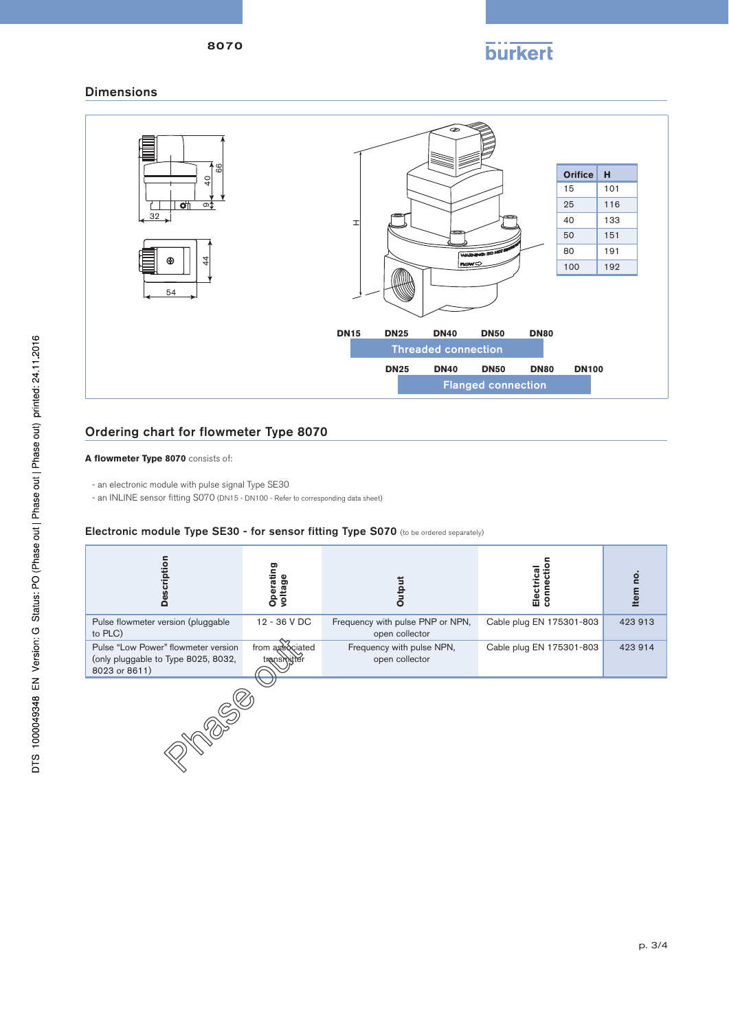## Dimensions

32

40

66

9

44

54

H

| Orifice | H |
|---|---|
| 15 | 101 |
| 25 | 116 |
| 40 | 133 |
| 50 | 151 |
| 80 | 191 |
| 100 | 192 |

DN15 DN25 DN40 DN50 DN80

Threaded connection

DN25 DN40 DN50 DN80 DN100

Flanged connection

## Ordering chart for flowmeter Type 8070

**A flowmeter Type 8070** consists of:

- an electronic module with pulse signal Type SE30
- an INLINE sensor fitting S070 (DN15 - DN100 - Refer to corresponding data sheet)

### Electronic module Type SE30 - for sensor fitting Type S070 (to be ordered separately)

| Description | Operating voltage | Output | Electrical connection | Item no. |
|---|---|---|---|---|
| Pulse flowmeter version (pluggable to PLC) | 12 - 36 V DC | Frequency with pulse PNP or NPN, open collector | Cable plug EN 175301-803 | 423 913 |
| Pulse "Low Power" flowmeter version (only pluggable to Type 8025, 8032, 8023 or 8611) | from associated transmitter | Frequency with pulse NPN, open collector | Cable plug EN 175301-803 | 423 914 |

Phase out

DTS 1000049348 EN Version: G Status: PO (Phase out | Phase out | Phase out) printed: 24.11.2016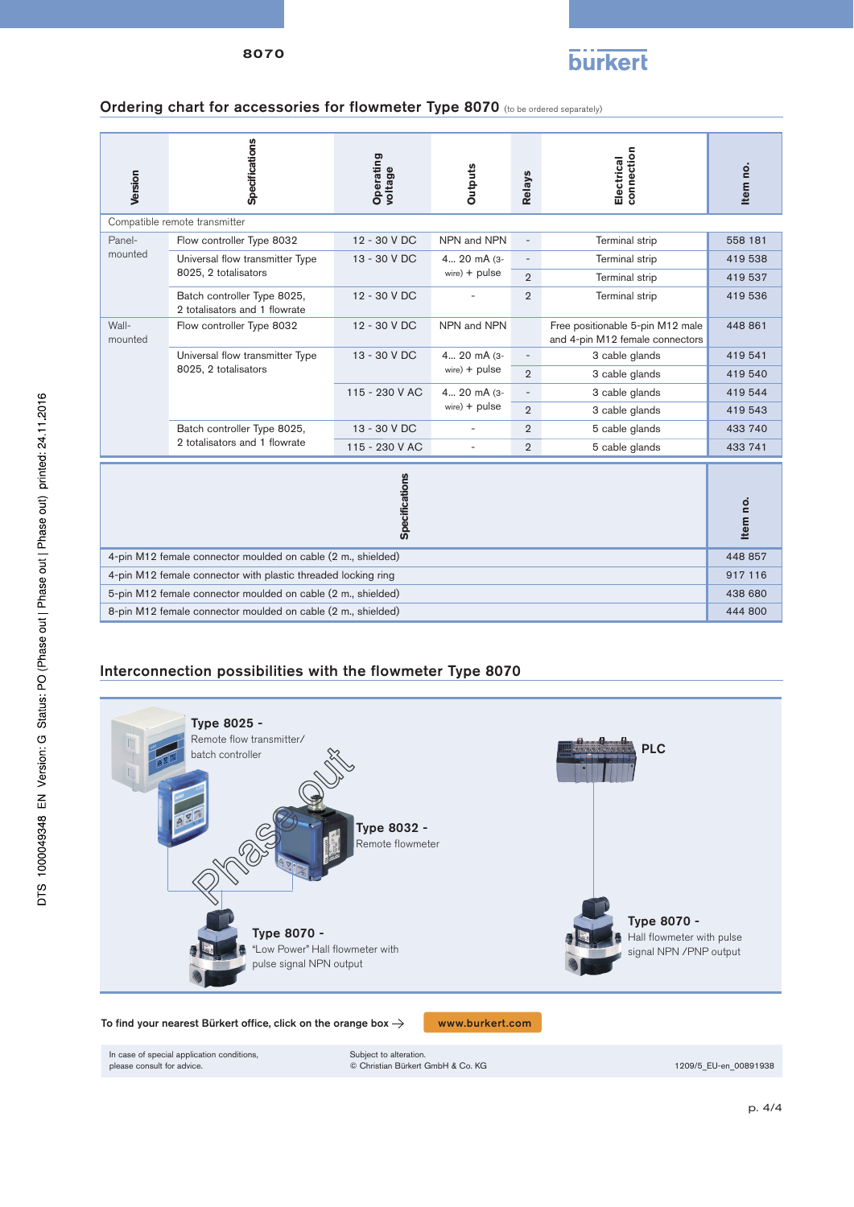## Ordering chart for accessories for flowmeter Type 8070 (to be ordered separately)

| Version | Specifications | Operating voltage | Outputs | Relays | Electrical connection | Item no. |
|---|---|---|---|---|---|---|
| Compatible remote transmitter | | | | | | |
| Panel-mounted | Flow controller Type 8032 | 12 - 30 V DC | NPN and NPN | - | Terminal strip | 558 181 |
| | Universal flow transmitter Type 8025, 2 totalisators | 13 - 30 V DC | 4... 20 mA (3-wire) + pulse | - | Terminal strip | 419 538 |
| | | | | 2 | Terminal strip | 419 537 |
| | Batch controller Type 8025, 2 totalisators and 1 flowrate | 12 - 30 V DC | - | 2 | Terminal strip | 419 536 |
| Wall-mounted | Flow controller Type 8032 | 12 - 30 V DC | NPN and NPN | | Free positionable 5-pin M12 male and 4-pin M12 female connectors | 448 861 |
| | Universal flow transmitter Type 8025, 2 totalisators | 13 - 30 V DC | 4... 20 mA (3-wire) + pulse | - | 3 cable glands | 419 541 |
| | | | | 2 | 3 cable glands | 419 540 |
| | | 115 - 230 V AC | 4... 20 mA (3-wire) + pulse | - | 3 cable glands | 419 544 |
| | | | | 2 | 3 cable glands | 419 543 |
| | Batch controller Type 8025, 2 totalisators and 1 flowrate | 13 - 30 V DC | - | 2 | 5 cable glands | 433 740 |
| | | 115 - 230 V AC | - | 2 | 5 cable glands | 433 741 |

| Specifications | Item no. |
|---|---|
| 4-pin M12 female connector moulded on cable (2 m., shielded) | 448 857 |
| 4-pin M12 female connector with plastic threaded locking ring | 917 116 |
| 5-pin M12 female connector moulded on cable (2 m., shielded) | 438 680 |
| 8-pin M12 female connector moulded on cable (2 m., shielded) | 444 800 |

## Interconnection possibilities with the flowmeter Type 8070

**Type 8025 -** Remote flow transmitter/ batch controller

**PLC**

**Type 8032 -** Remote flowmeter

Phase out

**Type 8070 -** "Low Power" Hall flowmeter with pulse signal NPN output

**Type 8070 -** Hall flowmeter with pulse signal NPN /PNP output

**To find your nearest Bürkert office, click on the orange box →** www.burkert.com

In case of special application conditions, please consult for advice.

Subject to alteration.
© Christian Bürkert GmbH & Co. KG

1209/5_EU-en_00891938